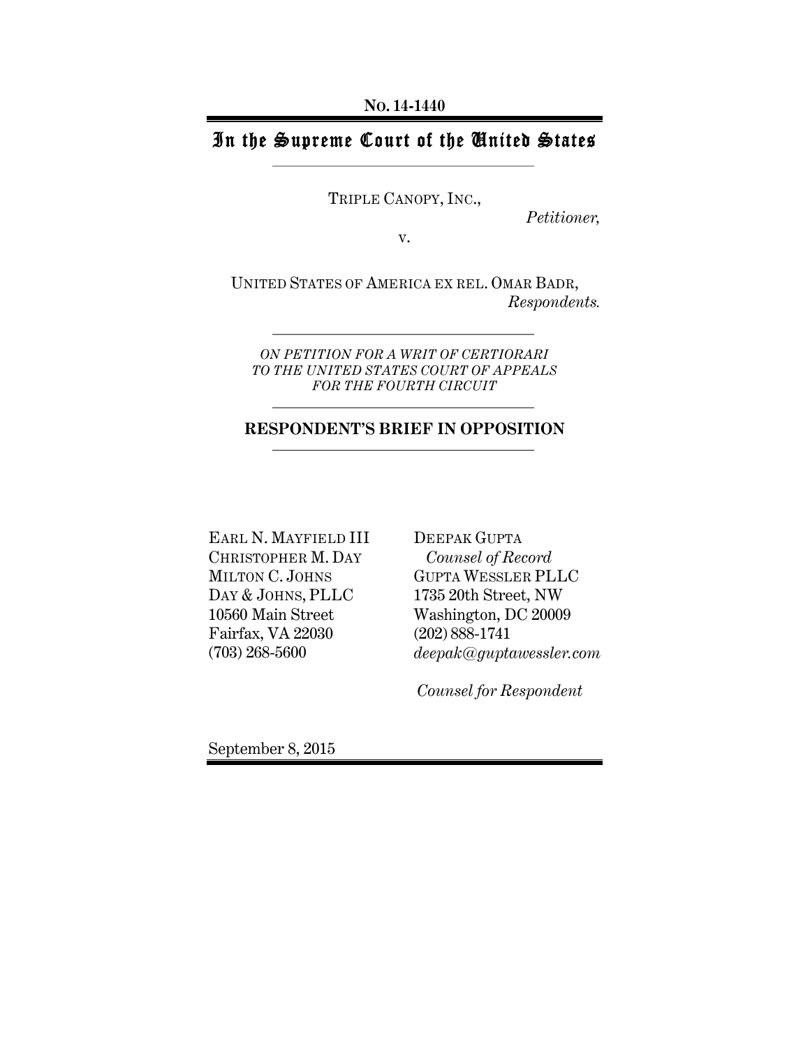**No. 14-1440**

# In the Supreme Court of the United States

TRIPLE CANOPY, INC.,

*Petitioner,*

v.

UNITED STATES OF AMERICA EX REL. OMAR BADR,

*Respondents.*

*ON PETITION FOR A WRIT OF CERTIORARI TO THE UNITED STATES COURT OF APPEALS FOR THE FOURTH CIRCUIT*

**RESPONDENT'S BRIEF IN OPPOSITION**

EARL N. MAYFIELD III
CHRISTOPHER M. DAY
MILTON C. JOHNS
DAY & JOHNS, PLLC
10560 Main Street
Fairfax, VA 22030
(703) 268-5600

DEEPAK GUPTA
*Counsel of Record*
GUPTA WESSLER PLLC
1735 20th Street, NW
Washington, DC 20009
(202) 888-1741
*deepak@guptawessler.com*

*Counsel for Respondent*

September 8, 2015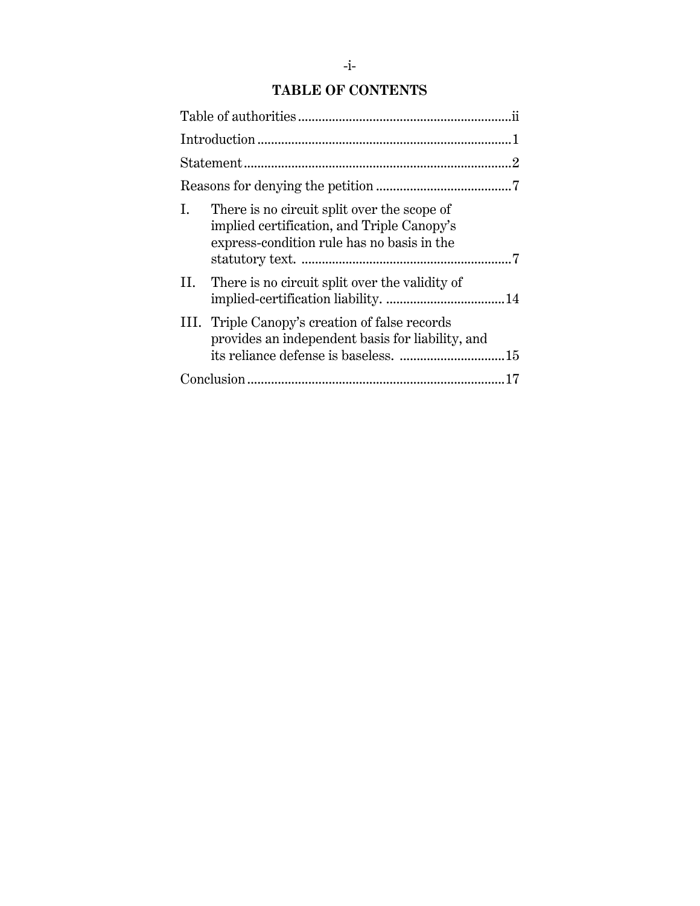# TABLE OF CONTENTS

Table of authorities ............................................................... ii

Introduction ........................................................................... 1

Statement .............................................................................. 2

Reasons for denying the petition ........................................ 7

I. There is no circuit split over the scope of implied certification, and Triple Canopy's express-condition rule has no basis in the statutory text. ............................................................... 7

II. There is no circuit split over the validity of implied-certification liability. ................................... 14

III. Triple Canopy's creation of false records provides an independent basis for liability, and its reliance defense is baseless. ............................... 15

Conclusion ........................................................................... 17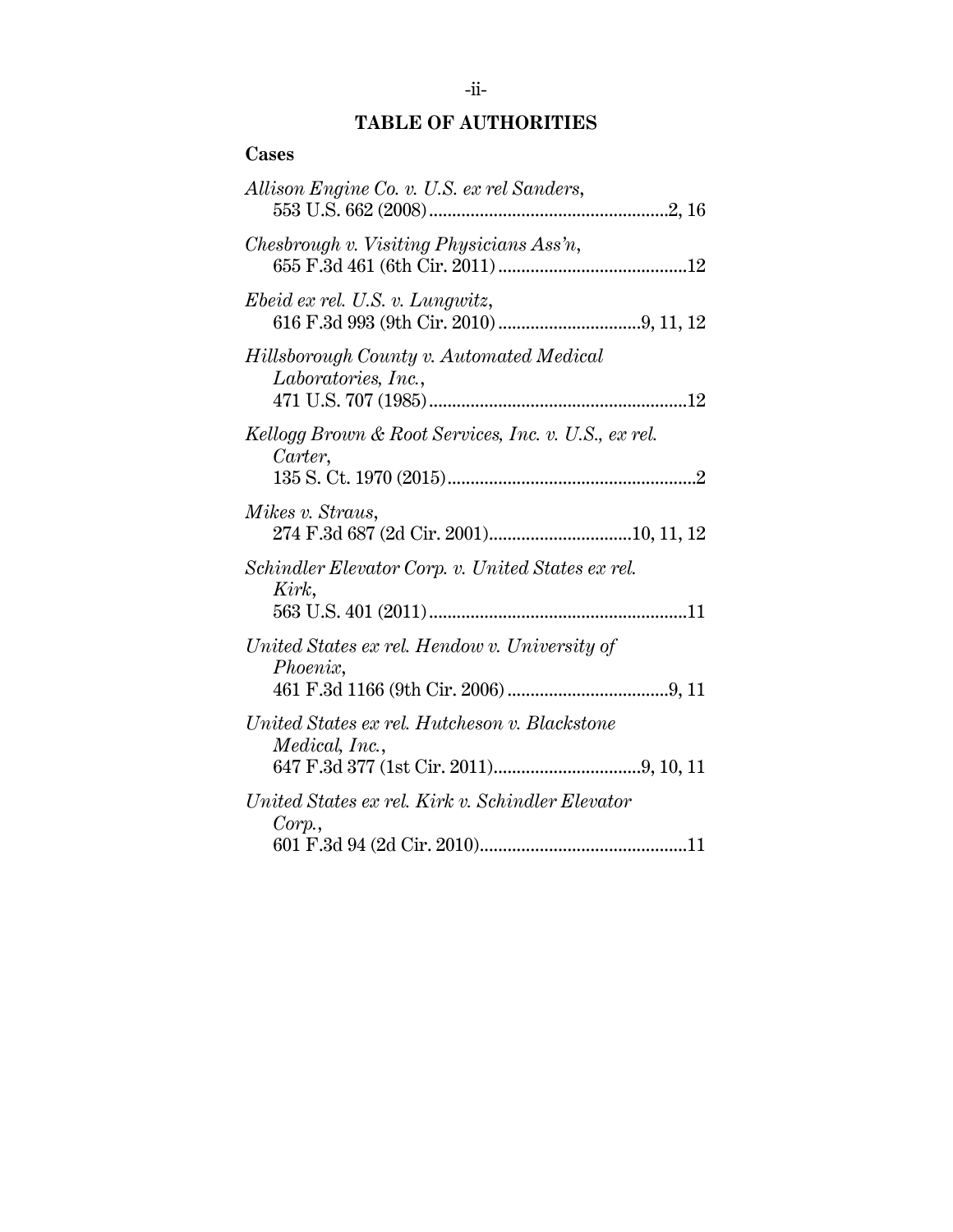# TABLE OF AUTHORITIES

## Cases

*Allison Engine Co. v. U.S. ex rel Sanders*, 553 U.S. 662 (2008) ............................................ 2, 16

*Chesbrough v. Visiting Physicians Ass'n*, 655 F.3d 461 (6th Cir. 2011) ........................................ 12

*Ebeid ex rel. U.S. v. Lungwitz*, 616 F.3d 993 (9th Cir. 2010) .............................. 9, 11, 12

*Hillsborough County v. Automated Medical Laboratories, Inc.*, 471 U.S. 707 (1985) ........................................................ 12

*Kellogg Brown & Root Services, Inc. v. U.S., ex rel. Carter*, 135 S. Ct. 1970 (2015) ...................................................... 2

*Mikes v. Straus*, 274 F.3d 687 (2d Cir. 2001) .............................. 10, 11, 12

*Schindler Elevator Corp. v. United States ex rel. Kirk*, 563 U.S. 401 (2011) ........................................................ 11

*United States ex rel. Hendow v. University of Phoenix*, 461 F.3d 1166 (9th Cir. 2006) .................................. 9, 11

*United States ex rel. Hutcheson v. Blackstone Medical, Inc.*, 647 F.3d 377 (1st Cir. 2011) ................................ 9, 10, 11

*United States ex rel. Kirk v. Schindler Elevator Corp.*, 601 F.3d 94 (2d Cir. 2010) ............................................ 11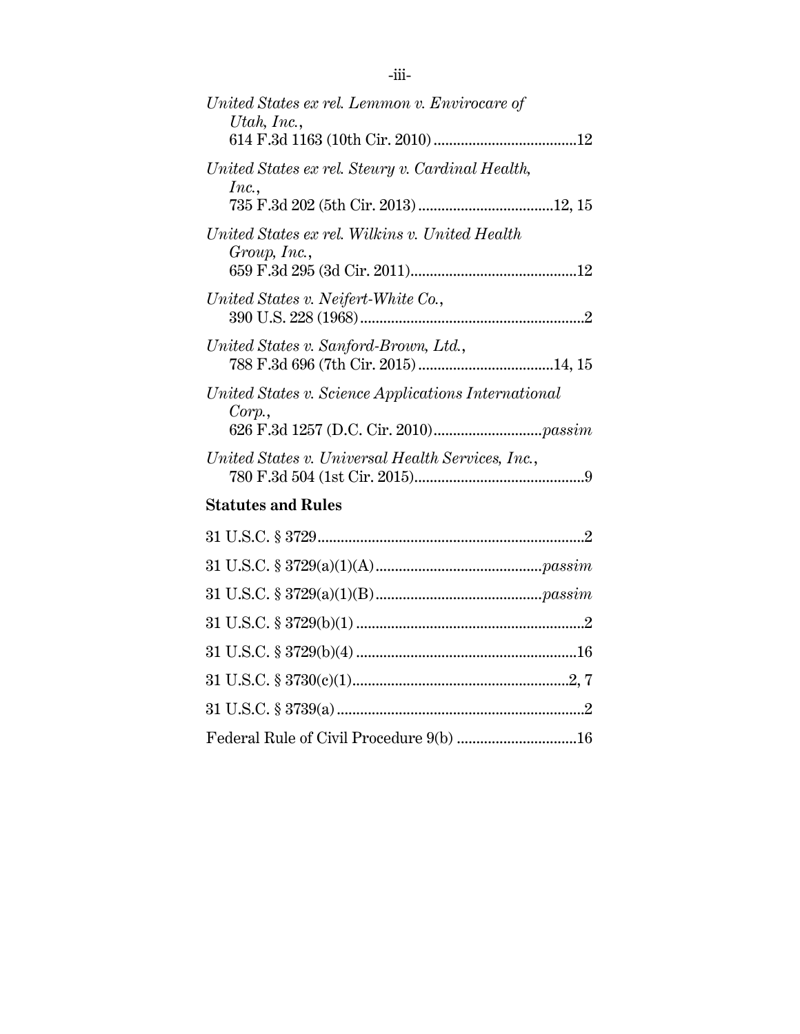*United States ex rel. Lemmon v. Envirocare of Utah, Inc.*,
614 F.3d 1163 (10th Cir. 2010) ....................................12

*United States ex rel. Steury v. Cardinal Health, Inc.*,
735 F.3d 202 (5th Cir. 2013) ..................................12, 15

*United States ex rel. Wilkins v. United Health Group, Inc.*,
659 F.3d 295 (3d Cir. 2011)..........................................12

*United States v. Neifert-White Co.*,
390 U.S. 228 (1968).........................................................2

*United States v. Sanford-Brown, Ltd.*,
788 F.3d 696 (7th Cir. 2015) ..................................14, 15

*United States v. Science Applications International Corp.*,
626 F.3d 1257 (D.C. Cir. 2010)............................*passim*

*United States v. Universal Health Services, Inc.*,
780 F.3d 504 (1st Cir. 2015)............................................9

**Statutes and Rules**

31 U.S.C. § 3729....................................................................2

31 U.S.C. § 3729(a)(1)(A)..........................................*passim*

31 U.S.C. § 3729(a)(1)(B)..........................................*passim*

31 U.S.C. § 3729(b)(1) ..........................................................2

31 U.S.C. § 3729(b)(4) ........................................................16

31 U.S.C. § 3730(c)(1).......................................................2, 7

31 U.S.C. § 3739(a) ...............................................................2

Federal Rule of Civil Procedure 9(b) ..............................16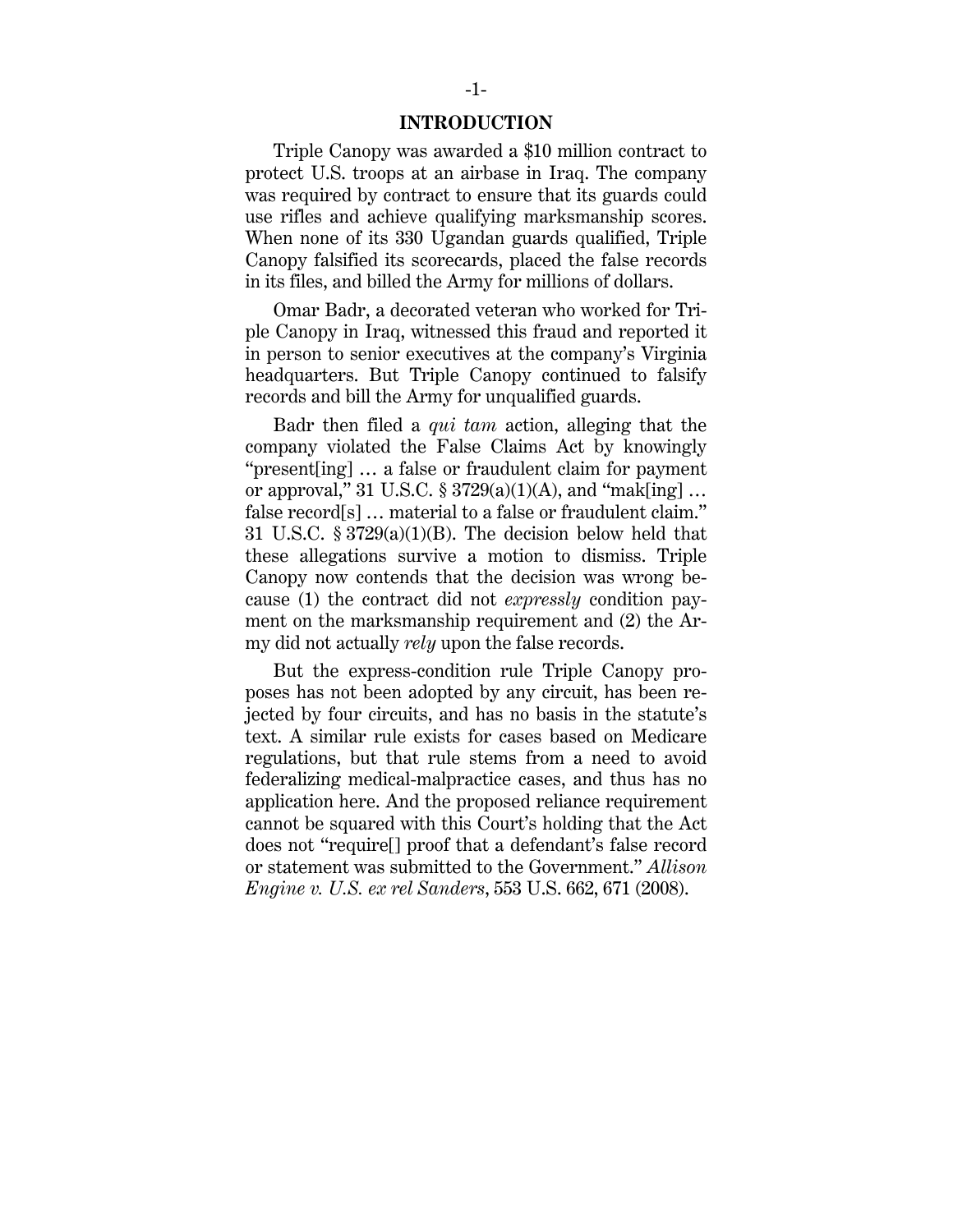## INTRODUCTION

Triple Canopy was awarded a $10 million contract to protect U.S. troops at an airbase in Iraq. The company was required by contract to ensure that its guards could use rifles and achieve qualifying marksmanship scores. When none of its 330 Ugandan guards qualified, Triple Canopy falsified its scorecards, placed the false records in its files, and billed the Army for millions of dollars.

Omar Badr, a decorated veteran who worked for Triple Canopy in Iraq, witnessed this fraud and reported it in person to senior executives at the company's Virginia headquarters. But Triple Canopy continued to falsify records and bill the Army for unqualified guards.

Badr then filed a *qui tam* action, alleging that the company violated the False Claims Act by knowingly "present[ing] … a false or fraudulent claim for payment or approval," 31 U.S.C. § 3729(a)(1)(A), and "mak[ing] … false record[s] … material to a false or fraudulent claim." 31 U.S.C. § 3729(a)(1)(B). The decision below held that these allegations survive a motion to dismiss. Triple Canopy now contends that the decision was wrong because (1) the contract did not *expressly* condition payment on the marksmanship requirement and (2) the Army did not actually *rely* upon the false records.

But the express-condition rule Triple Canopy proposes has not been adopted by any circuit, has been rejected by four circuits, and has no basis in the statute's text. A similar rule exists for cases based on Medicare regulations, but that rule stems from a need to avoid federalizing medical-malpractice cases, and thus has no application here. And the proposed reliance requirement cannot be squared with this Court's holding that the Act does not "require[] proof that a defendant's false record or statement was submitted to the Government." *Allison Engine v. U.S. ex rel Sanders*, 553 U.S. 662, 671 (2008).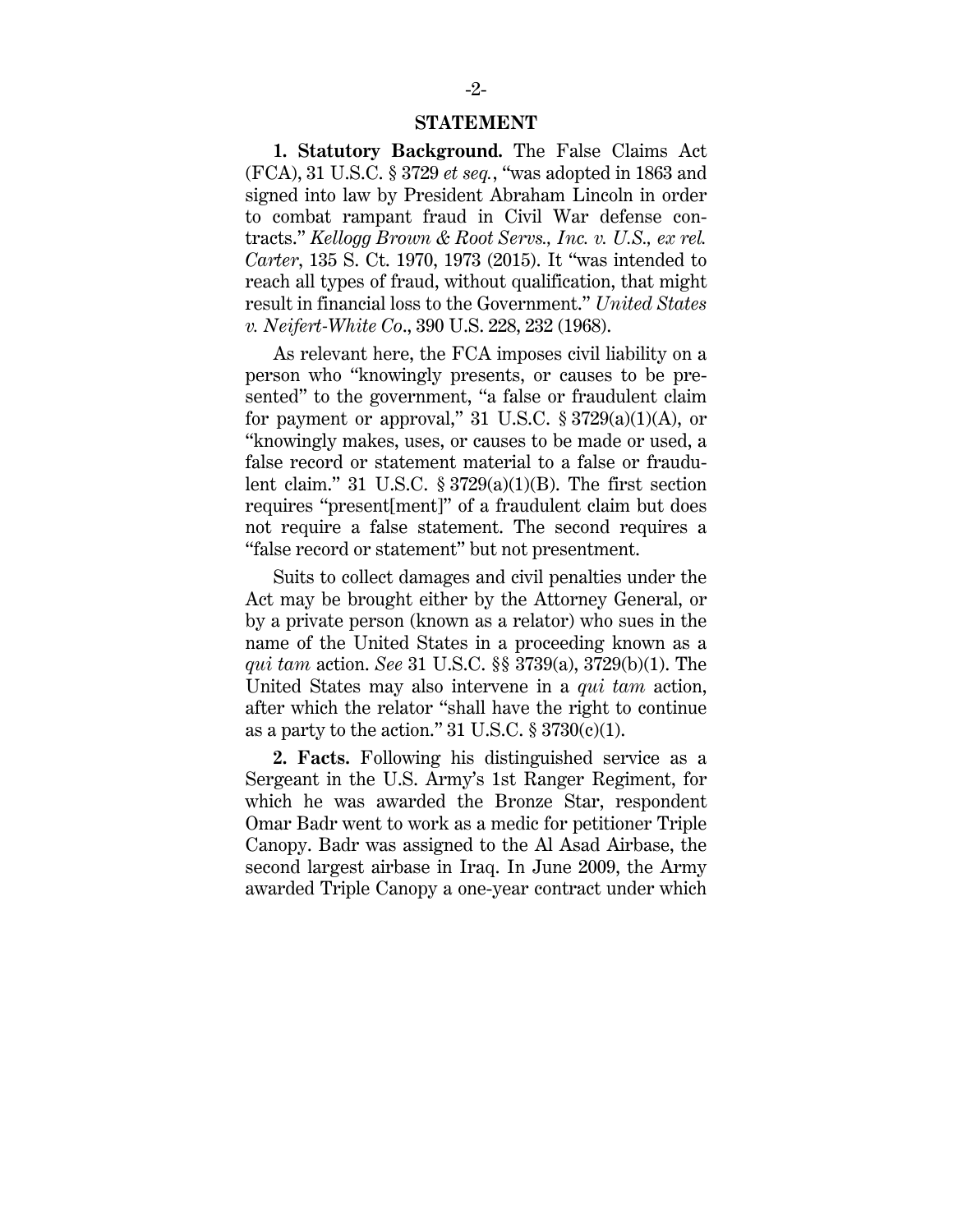## STATEMENT

**1. Statutory Background.** The False Claims Act (FCA), 31 U.S.C. § 3729 *et seq.*, "was adopted in 1863 and signed into law by President Abraham Lincoln in order to combat rampant fraud in Civil War defense contracts." *Kellogg Brown & Root Servs., Inc. v. U.S., ex rel. Carter*, 135 S. Ct. 1970, 1973 (2015). It "was intended to reach all types of fraud, without qualification, that might result in financial loss to the Government." *United States v. Neifert-White Co.*, 390 U.S. 228, 232 (1968).

As relevant here, the FCA imposes civil liability on a person who "knowingly presents, or causes to be presented" to the government, "a false or fraudulent claim for payment or approval," 31 U.S.C. § 3729(a)(1)(A), or "knowingly makes, uses, or causes to be made or used, a false record or statement material to a false or fraudulent claim." 31 U.S.C. § 3729(a)(1)(B). The first section requires "present[ment]" of a fraudulent claim but does not require a false statement. The second requires a "false record or statement" but not presentment.

Suits to collect damages and civil penalties under the Act may be brought either by the Attorney General, or by a private person (known as a relator) who sues in the name of the United States in a proceeding known as a *qui tam* action. *See* 31 U.S.C. §§ 3739(a), 3729(b)(1). The United States may also intervene in a *qui tam* action, after which the relator "shall have the right to continue as a party to the action." 31 U.S.C. § 3730(c)(1).

**2. Facts.** Following his distinguished service as a Sergeant in the U.S. Army's 1st Ranger Regiment, for which he was awarded the Bronze Star, respondent Omar Badr went to work as a medic for petitioner Triple Canopy. Badr was assigned to the Al Asad Airbase, the second largest airbase in Iraq. In June 2009, the Army awarded Triple Canopy a one-year contract under which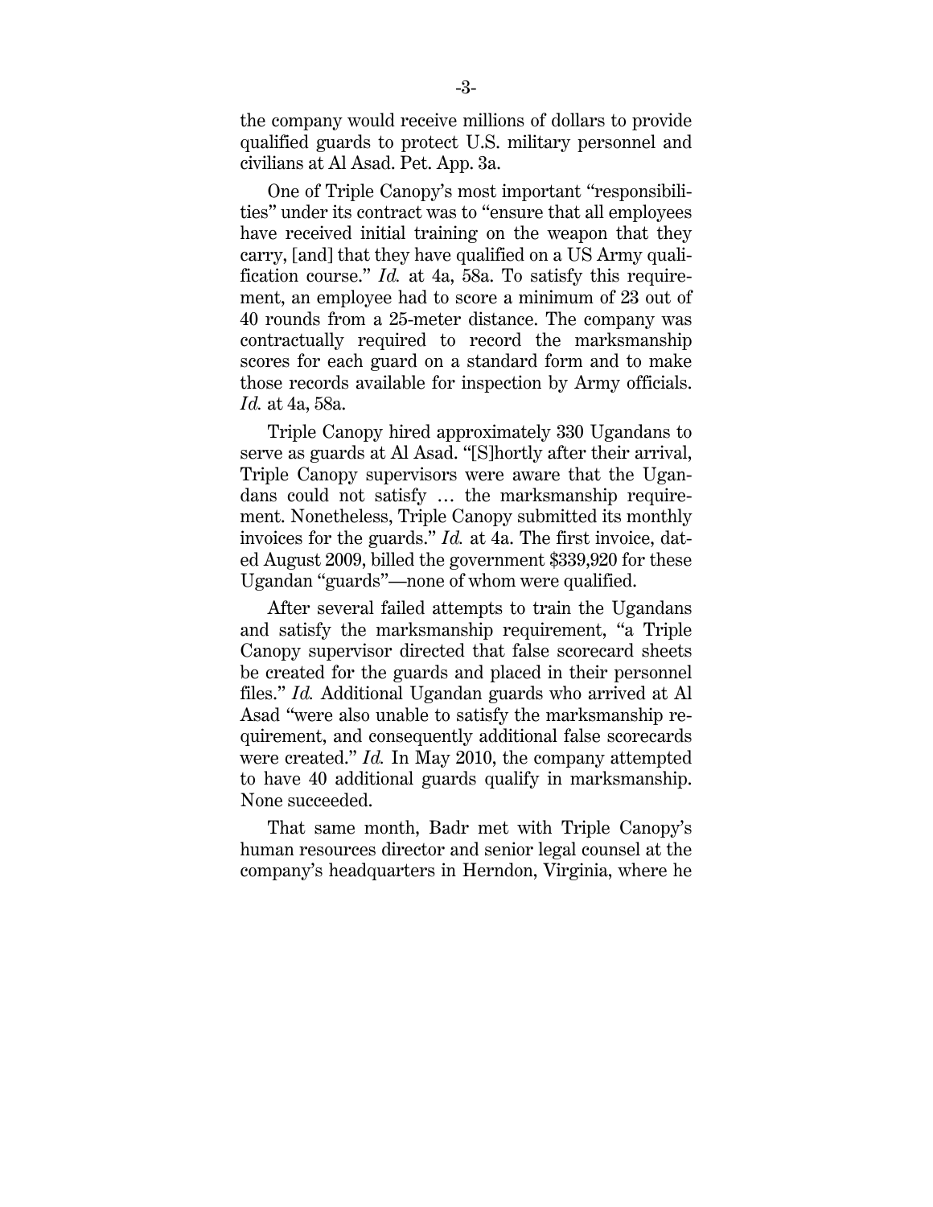the company would receive millions of dollars to provide qualified guards to protect U.S. military personnel and civilians at Al Asad. Pet. App. 3a.

One of Triple Canopy's most important "responsibilities" under its contract was to "ensure that all employees have received initial training on the weapon that they carry, [and] that they have qualified on a US Army qualification course." *Id.* at 4a, 58a. To satisfy this requirement, an employee had to score a minimum of 23 out of 40 rounds from a 25-meter distance. The company was contractually required to record the marksmanship scores for each guard on a standard form and to make those records available for inspection by Army officials. *Id.* at 4a, 58a.

Triple Canopy hired approximately 330 Ugandans to serve as guards at Al Asad. "[S]hortly after their arrival, Triple Canopy supervisors were aware that the Ugandans could not satisfy … the marksmanship requirement. Nonetheless, Triple Canopy submitted its monthly invoices for the guards." *Id.* at 4a. The first invoice, dated August 2009, billed the government $339,920 for these Ugandan "guards"—none of whom were qualified.

After several failed attempts to train the Ugandans and satisfy the marksmanship requirement, "a Triple Canopy supervisor directed that false scorecard sheets be created for the guards and placed in their personnel files." *Id.* Additional Ugandan guards who arrived at Al Asad "were also unable to satisfy the marksmanship requirement, and consequently additional false scorecards were created." *Id.* In May 2010, the company attempted to have 40 additional guards qualify in marksmanship. None succeeded.

That same month, Badr met with Triple Canopy's human resources director and senior legal counsel at the company's headquarters in Herndon, Virginia, where he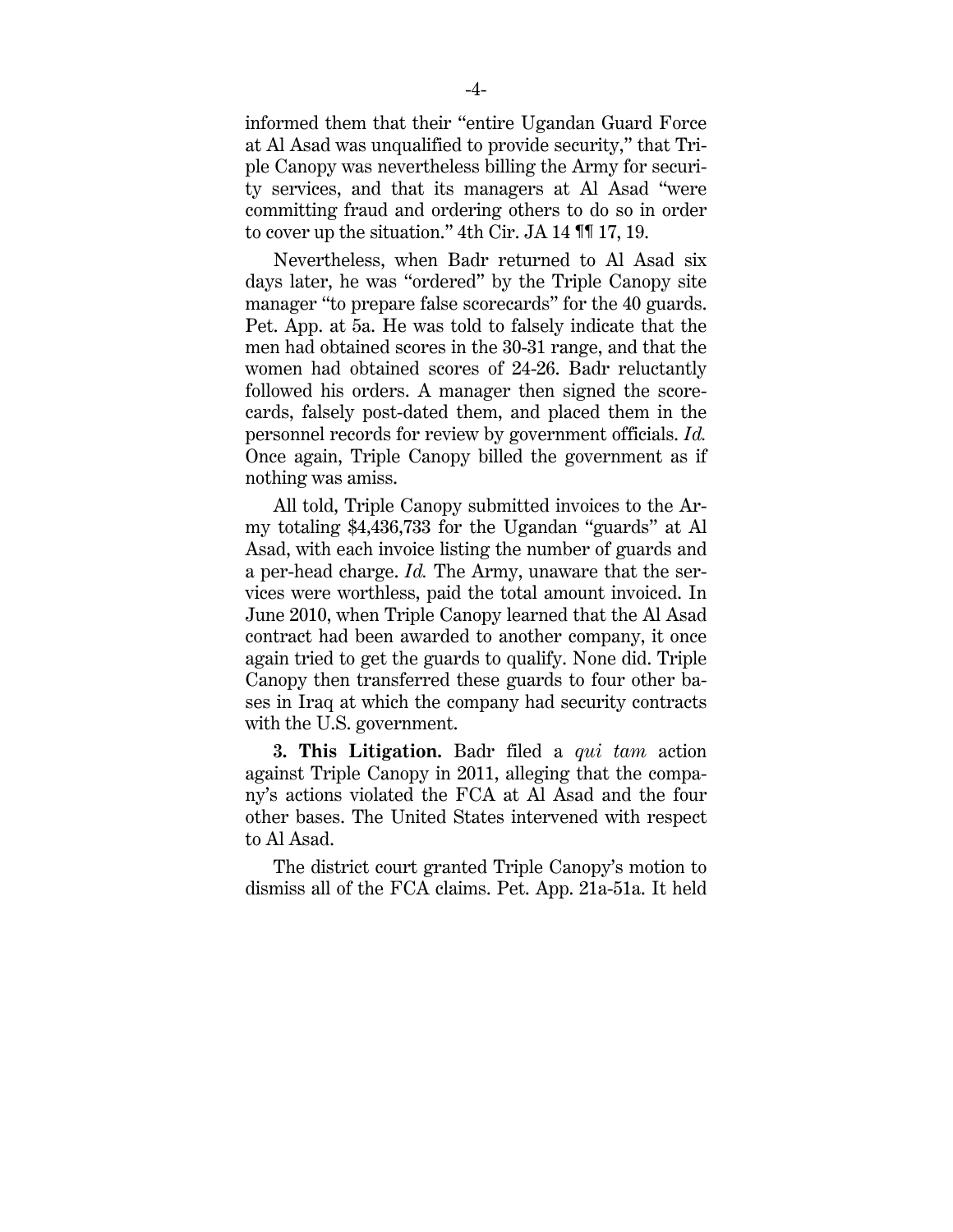informed them that their "entire Ugandan Guard Force at Al Asad was unqualified to provide security," that Triple Canopy was nevertheless billing the Army for security services, and that its managers at Al Asad "were committing fraud and ordering others to do so in order to cover up the situation." 4th Cir. JA 14 ¶¶ 17, 19.

Nevertheless, when Badr returned to Al Asad six days later, he was "ordered" by the Triple Canopy site manager "to prepare false scorecards" for the 40 guards. Pet. App. at 5a. He was told to falsely indicate that the men had obtained scores in the 30-31 range, and that the women had obtained scores of 24-26. Badr reluctantly followed his orders. A manager then signed the scorecards, falsely post-dated them, and placed them in the personnel records for review by government officials. *Id.* Once again, Triple Canopy billed the government as if nothing was amiss.

All told, Triple Canopy submitted invoices to the Army totaling $4,436,733 for the Ugandan "guards" at Al Asad, with each invoice listing the number of guards and a per-head charge. *Id.* The Army, unaware that the services were worthless, paid the total amount invoiced. In June 2010, when Triple Canopy learned that the Al Asad contract had been awarded to another company, it once again tried to get the guards to qualify. None did. Triple Canopy then transferred these guards to four other bases in Iraq at which the company had security contracts with the U.S. government.

**3. This Litigation.** Badr filed a *qui tam* action against Triple Canopy in 2011, alleging that the company's actions violated the FCA at Al Asad and the four other bases. The United States intervened with respect to Al Asad.

The district court granted Triple Canopy's motion to dismiss all of the FCA claims. Pet. App. 21a-51a. It held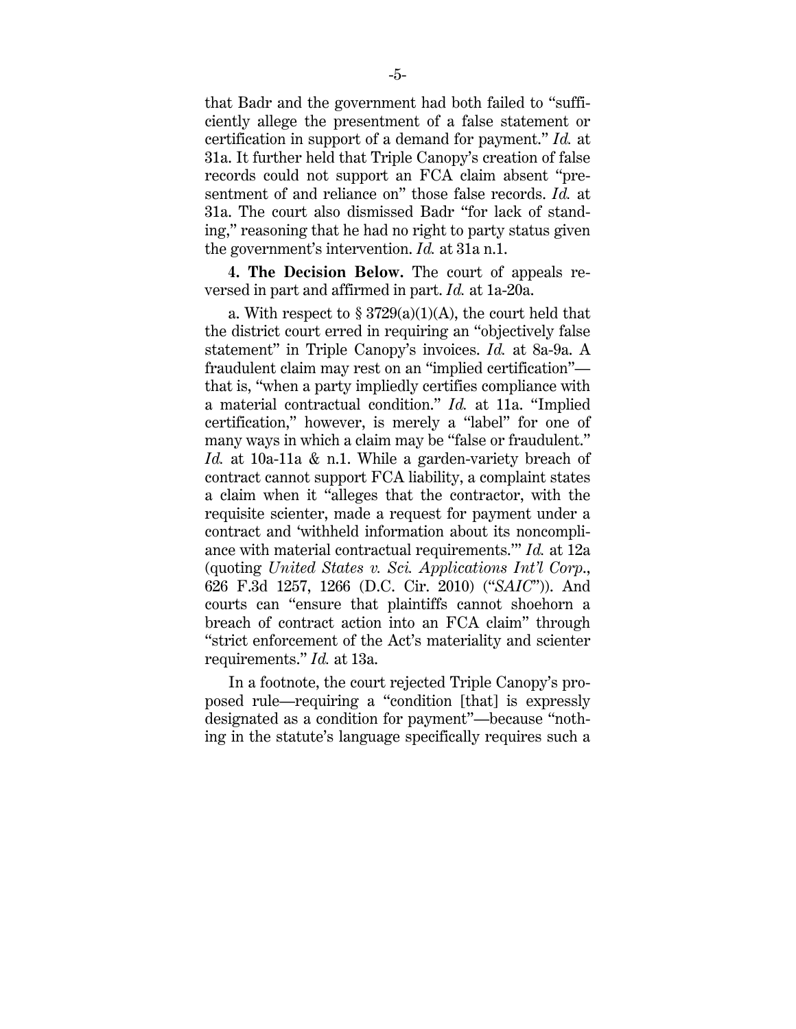that Badr and the government had both failed to "sufficiently allege the presentment of a false statement or certification in support of a demand for payment." *Id.* at 31a. It further held that Triple Canopy's creation of false records could not support an FCA claim absent "presentment of and reliance on" those false records. *Id.* at 31a. The court also dismissed Badr "for lack of standing," reasoning that he had no right to party status given the government's intervention. *Id.* at 31a n.1.

**4. The Decision Below.** The court of appeals reversed in part and affirmed in part. *Id.* at 1a-20a.

a. With respect to § 3729(a)(1)(A), the court held that the district court erred in requiring an "objectively false statement" in Triple Canopy's invoices. *Id.* at 8a-9a. A fraudulent claim may rest on an "implied certification"—that is, "when a party impliedly certifies compliance with a material contractual condition." *Id.* at 11a. "Implied certification," however, is merely a "label" for one of many ways in which a claim may be "false or fraudulent." *Id.* at 10a-11a & n.1. While a garden-variety breach of contract cannot support FCA liability, a complaint states a claim when it "alleges that the contractor, with the requisite scienter, made a request for payment under a contract and 'withheld information about its noncompliance with material contractual requirements.'" *Id.* at 12a (quoting *United States v. Sci. Applications Int'l Corp.*, 626 F.3d 1257, 1266 (D.C. Cir. 2010) ("*SAIC*")). And courts can "ensure that plaintiffs cannot shoehorn a breach of contract action into an FCA claim" through "strict enforcement of the Act's materiality and scienter requirements." *Id.* at 13a.

In a footnote, the court rejected Triple Canopy's proposed rule—requiring a "condition [that] is expressly designated as a condition for payment"—because "nothing in the statute's language specifically requires such a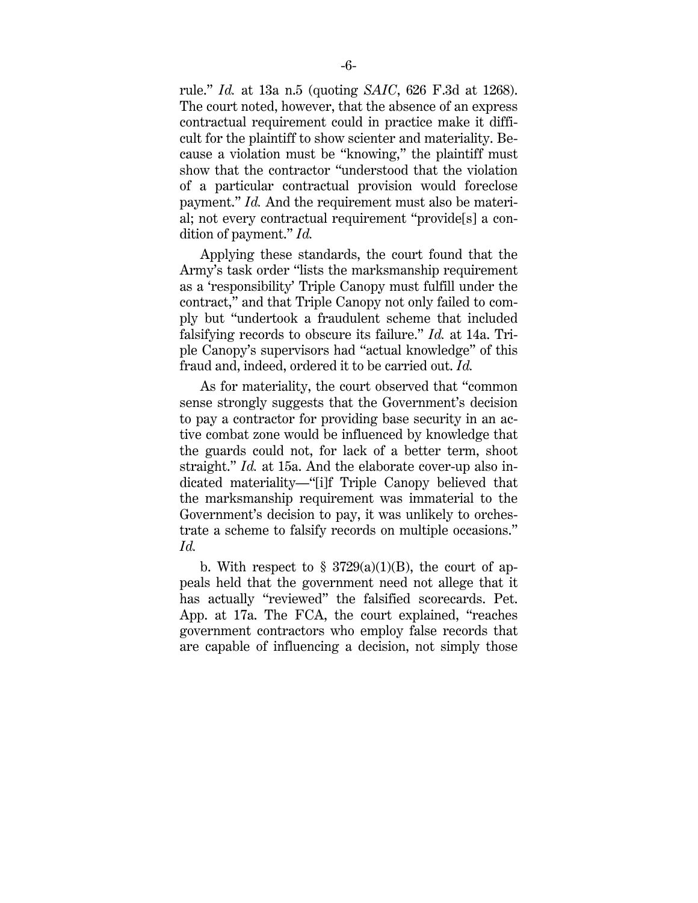rule." *Id.* at 13a n.5 (quoting *SAIC*, 626 F.3d at 1268). The court noted, however, that the absence of an express contractual requirement could in practice make it difficult for the plaintiff to show scienter and materiality. Because a violation must be "knowing," the plaintiff must show that the contractor "understood that the violation of a particular contractual provision would foreclose payment." *Id.* And the requirement must also be material; not every contractual requirement "provide[s] a condition of payment." *Id.*

Applying these standards, the court found that the Army's task order "lists the marksmanship requirement as a 'responsibility' Triple Canopy must fulfill under the contract," and that Triple Canopy not only failed to comply but "undertook a fraudulent scheme that included falsifying records to obscure its failure." *Id.* at 14a. Triple Canopy's supervisors had "actual knowledge" of this fraud and, indeed, ordered it to be carried out. *Id.*

As for materiality, the court observed that "common sense strongly suggests that the Government's decision to pay a contractor for providing base security in an active combat zone would be influenced by knowledge that the guards could not, for lack of a better term, shoot straight." *Id.* at 15a. And the elaborate cover-up also indicated materiality—"[i]f Triple Canopy believed that the marksmanship requirement was immaterial to the Government's decision to pay, it was unlikely to orchestrate a scheme to falsify records on multiple occasions." *Id.*

b. With respect to § 3729(a)(1)(B), the court of appeals held that the government need not allege that it has actually "reviewed" the falsified scorecards. Pet. App. at 17a. The FCA, the court explained, "reaches government contractors who employ false records that are capable of influencing a decision, not simply those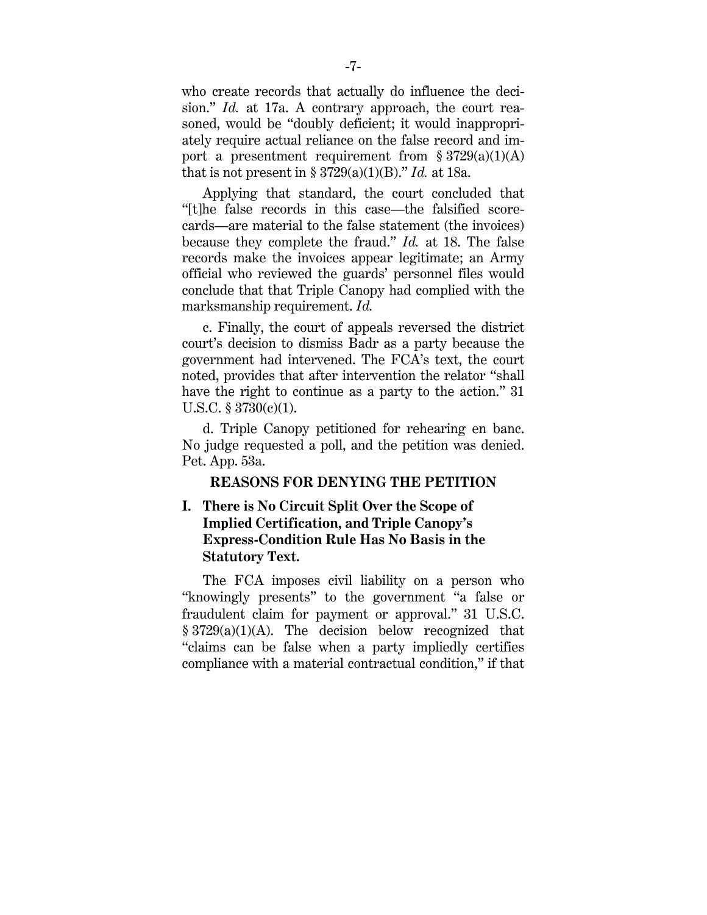who create records that actually do influence the decision." *Id.* at 17a. A contrary approach, the court reasoned, would be "doubly deficient; it would inappropriately require actual reliance on the false record and import a presentment requirement from § 3729(a)(1)(A) that is not present in § 3729(a)(1)(B)." *Id.* at 18a.

Applying that standard, the court concluded that "[t]he false records in this case—the falsified scorecards—are material to the false statement (the invoices) because they complete the fraud." *Id.* at 18. The false records make the invoices appear legitimate; an Army official who reviewed the guards' personnel files would conclude that that Triple Canopy had complied with the marksmanship requirement. *Id.*

c. Finally, the court of appeals reversed the district court's decision to dismiss Badr as a party because the government had intervened. The FCA's text, the court noted, provides that after intervention the relator "shall have the right to continue as a party to the action." 31 U.S.C. § 3730(c)(1).

d. Triple Canopy petitioned for rehearing en banc. No judge requested a poll, and the petition was denied. Pet. App. 53a.

## REASONS FOR DENYING THE PETITION

### I. There is No Circuit Split Over the Scope of Implied Certification, and Triple Canopy's Express-Condition Rule Has No Basis in the Statutory Text.

The FCA imposes civil liability on a person who "knowingly presents" to the government "a false or fraudulent claim for payment or approval." 31 U.S.C. § 3729(a)(1)(A). The decision below recognized that "claims can be false when a party impliedly certifies compliance with a material contractual condition," if that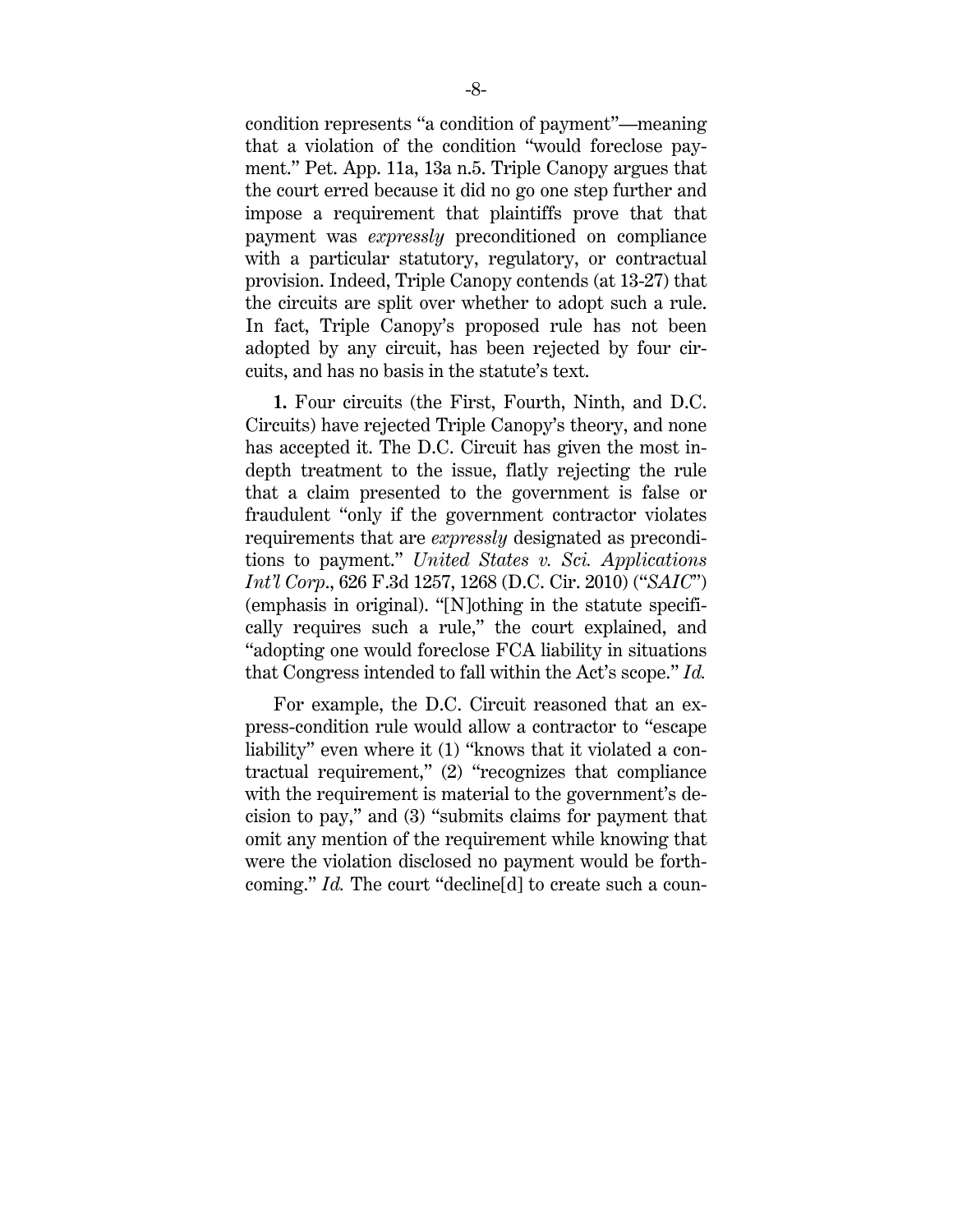condition represents "a condition of payment"—meaning that a violation of the condition "would foreclose payment." Pet. App. 11a, 13a n.5. Triple Canopy argues that the court erred because it did no go one step further and impose a requirement that plaintiffs prove that that payment was *expressly* preconditioned on compliance with a particular statutory, regulatory, or contractual provision. Indeed, Triple Canopy contends (at 13-27) that the circuits are split over whether to adopt such a rule. In fact, Triple Canopy's proposed rule has not been adopted by any circuit, has been rejected by four circuits, and has no basis in the statute's text.

**1.** Four circuits (the First, Fourth, Ninth, and D.C. Circuits) have rejected Triple Canopy's theory, and none has accepted it. The D.C. Circuit has given the most in-depth treatment to the issue, flatly rejecting the rule that a claim presented to the government is false or fraudulent "only if the government contractor violates requirements that are *expressly* designated as preconditions to payment." *United States v. Sci. Applications Int'l Corp.*, 626 F.3d 1257, 1268 (D.C. Cir. 2010) ("*SAIC*") (emphasis in original). "[N]othing in the statute specifically requires such a rule," the court explained, and "adopting one would foreclose FCA liability in situations that Congress intended to fall within the Act's scope." *Id.*

For example, the D.C. Circuit reasoned that an express-condition rule would allow a contractor to "escape liability" even where it (1) "knows that it violated a contractual requirement," (2) "recognizes that compliance with the requirement is material to the government's decision to pay," and (3) "submits claims for payment that omit any mention of the requirement while knowing that were the violation disclosed no payment would be forthcoming." *Id.* The court "decline[d] to create such a coun-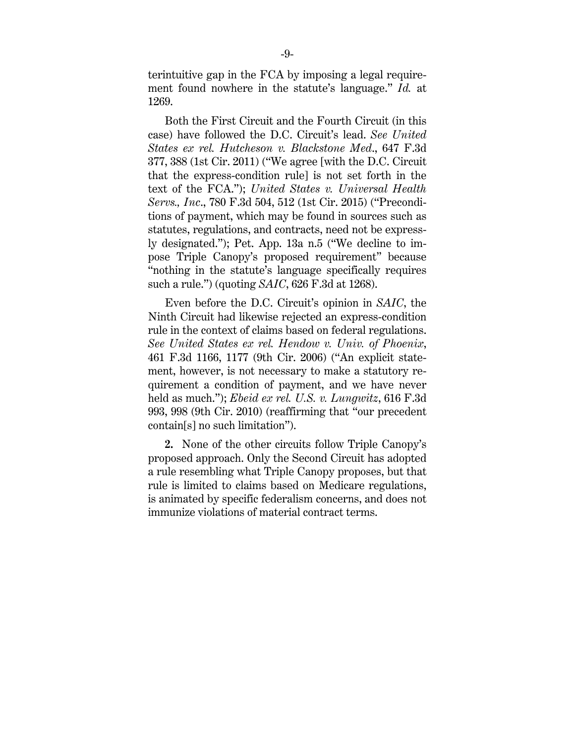terintuitive gap in the FCA by imposing a legal requirement found nowhere in the statute's language." *Id.* at 1269.

Both the First Circuit and the Fourth Circuit (in this case) have followed the D.C. Circuit's lead. *See United States ex rel. Hutcheson v. Blackstone Med.*, 647 F.3d 377, 388 (1st Cir. 2011) ("We agree [with the D.C. Circuit that the express-condition rule] is not set forth in the text of the FCA."); *United States v. Universal Health Servs., Inc.*, 780 F.3d 504, 512 (1st Cir. 2015) ("Preconditions of payment, which may be found in sources such as statutes, regulations, and contracts, need not be expressly designated."); Pet. App. 13a n.5 ("We decline to impose Triple Canopy's proposed requirement" because "nothing in the statute's language specifically requires such a rule.") (quoting *SAIC*, 626 F.3d at 1268).

Even before the D.C. Circuit's opinion in *SAIC*, the Ninth Circuit had likewise rejected an express-condition rule in the context of claims based on federal regulations. *See United States ex rel. Hendow v. Univ. of Phoenix*, 461 F.3d 1166, 1177 (9th Cir. 2006) ("An explicit statement, however, is not necessary to make a statutory requirement a condition of payment, and we have never held as much."); *Ebeid ex rel. U.S. v. Lungwitz*, 616 F.3d 993, 998 (9th Cir. 2010) (reaffirming that "our precedent contain[s] no such limitation").

**2.** None of the other circuits follow Triple Canopy's proposed approach. Only the Second Circuit has adopted a rule resembling what Triple Canopy proposes, but that rule is limited to claims based on Medicare regulations, is animated by specific federalism concerns, and does not immunize violations of material contract terms.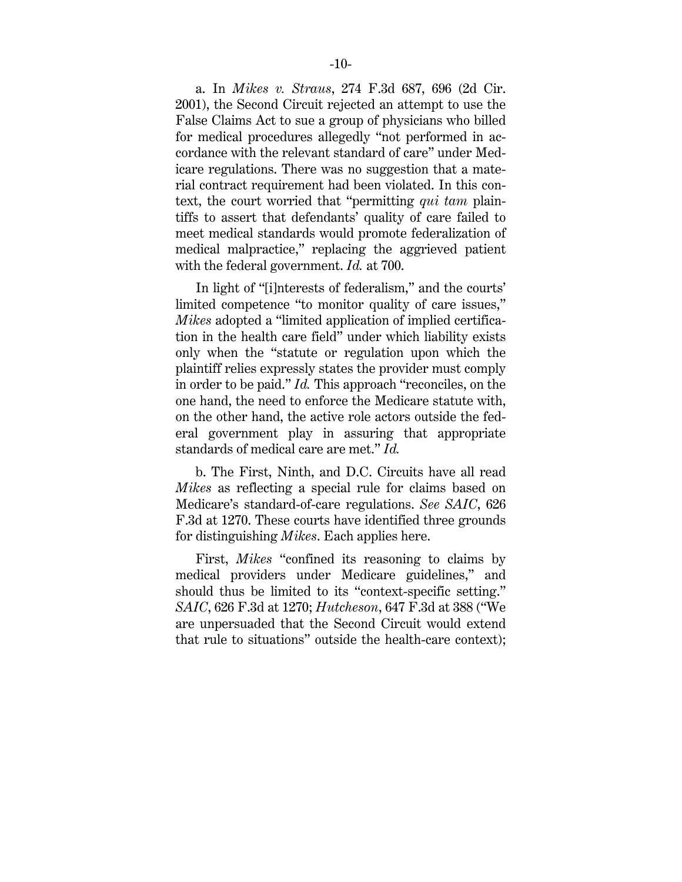a. In *Mikes v. Straus*, 274 F.3d 687, 696 (2d Cir. 2001), the Second Circuit rejected an attempt to use the False Claims Act to sue a group of physicians who billed for medical procedures allegedly "not performed in accordance with the relevant standard of care" under Medicare regulations. There was no suggestion that a material contract requirement had been violated. In this context, the court worried that "permitting *qui tam* plaintiffs to assert that defendants' quality of care failed to meet medical standards would promote federalization of medical malpractice," replacing the aggrieved patient with the federal government. *Id.* at 700.

In light of "[i]nterests of federalism," and the courts' limited competence "to monitor quality of care issues," *Mikes* adopted a "limited application of implied certification in the health care field" under which liability exists only when the "statute or regulation upon which the plaintiff relies expressly states the provider must comply in order to be paid." *Id.* This approach "reconciles, on the one hand, the need to enforce the Medicare statute with, on the other hand, the active role actors outside the federal government play in assuring that appropriate standards of medical care are met." *Id.*

b. The First, Ninth, and D.C. Circuits have all read *Mikes* as reflecting a special rule for claims based on Medicare's standard-of-care regulations. *See SAIC*, 626 F.3d at 1270. These courts have identified three grounds for distinguishing *Mikes*. Each applies here.

First, *Mikes* "confined its reasoning to claims by medical providers under Medicare guidelines," and should thus be limited to its "context-specific setting." *SAIC*, 626 F.3d at 1270; *Hutcheson*, 647 F.3d at 388 ("We are unpersuaded that the Second Circuit would extend that rule to situations" outside the health-care context);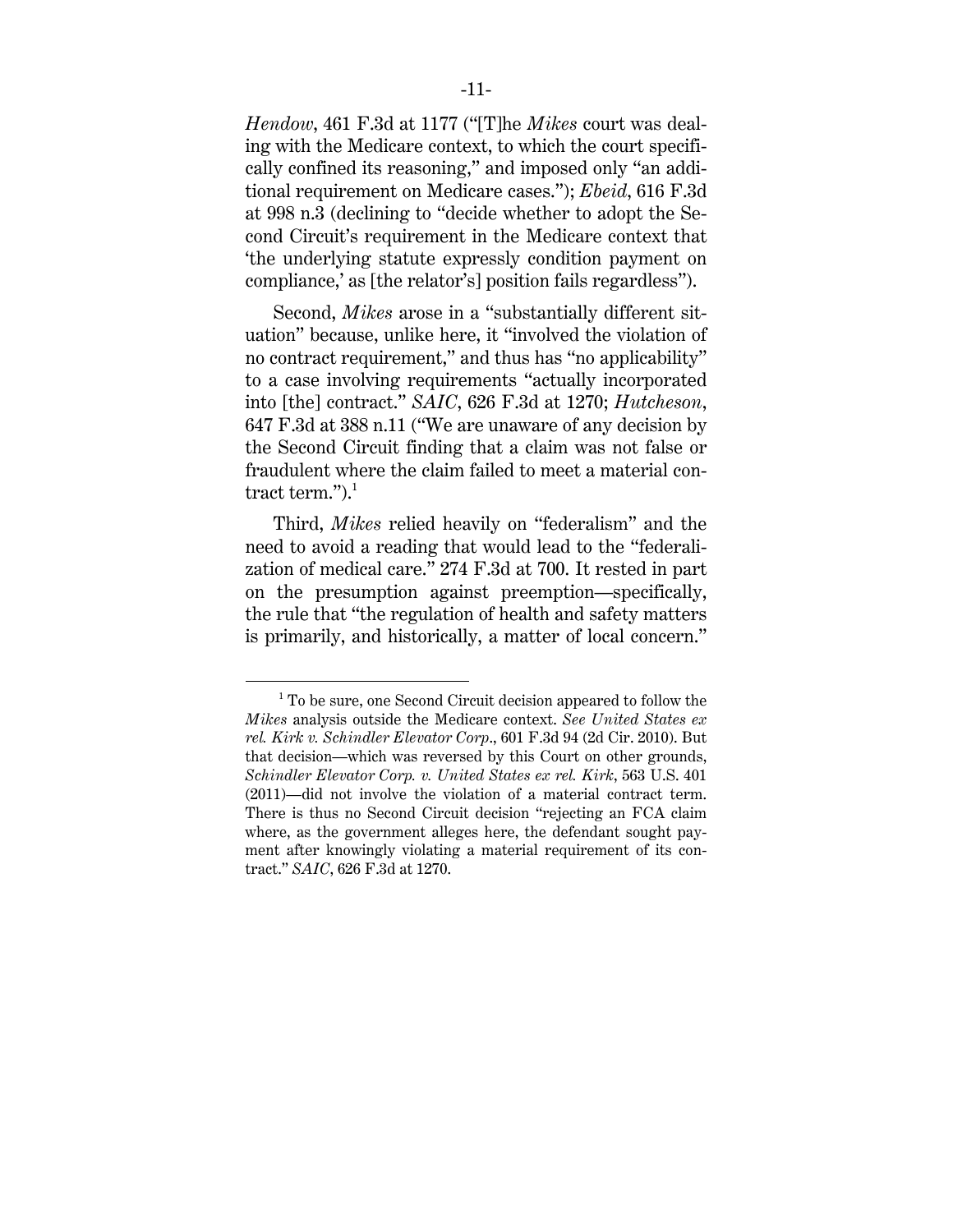*Hendow*, 461 F.3d at 1177 ("[T]he *Mikes* court was dealing with the Medicare context, to which the court specifically confined its reasoning," and imposed only "an additional requirement on Medicare cases."); *Ebeid*, 616 F.3d at 998 n.3 (declining to "decide whether to adopt the Second Circuit's requirement in the Medicare context that 'the underlying statute expressly condition payment on compliance,' as [the relator's] position fails regardless").

Second, *Mikes* arose in a "substantially different situation" because, unlike here, it "involved the violation of no contract requirement," and thus has "no applicability" to a case involving requirements "actually incorporated into [the] contract." *SAIC*, 626 F.3d at 1270; *Hutcheson*, 647 F.3d at 388 n.11 ("We are unaware of any decision by the Second Circuit finding that a claim was not false or fraudulent where the claim failed to meet a material contract term.").[1]

Third, *Mikes* relied heavily on "federalism" and the need to avoid a reading that would lead to the "federalization of medical care." 274 F.3d at 700. It rested in part on the presumption against preemption—specifically, the rule that "the regulation of health and safety matters is primarily, and historically, a matter of local concern."

---

[1] To be sure, one Second Circuit decision appeared to follow the *Mikes* analysis outside the Medicare context. *See United States ex rel. Kirk v. Schindler Elevator Corp*., 601 F.3d 94 (2d Cir. 2010). But that decision—which was reversed by this Court on other grounds, *Schindler Elevator Corp. v. United States ex rel. Kirk*, 563 U.S. 401 (2011)—did not involve the violation of a material contract term. There is thus no Second Circuit decision "rejecting an FCA claim where, as the government alleges here, the defendant sought payment after knowingly violating a material requirement of its contract." *SAIC*, 626 F.3d at 1270.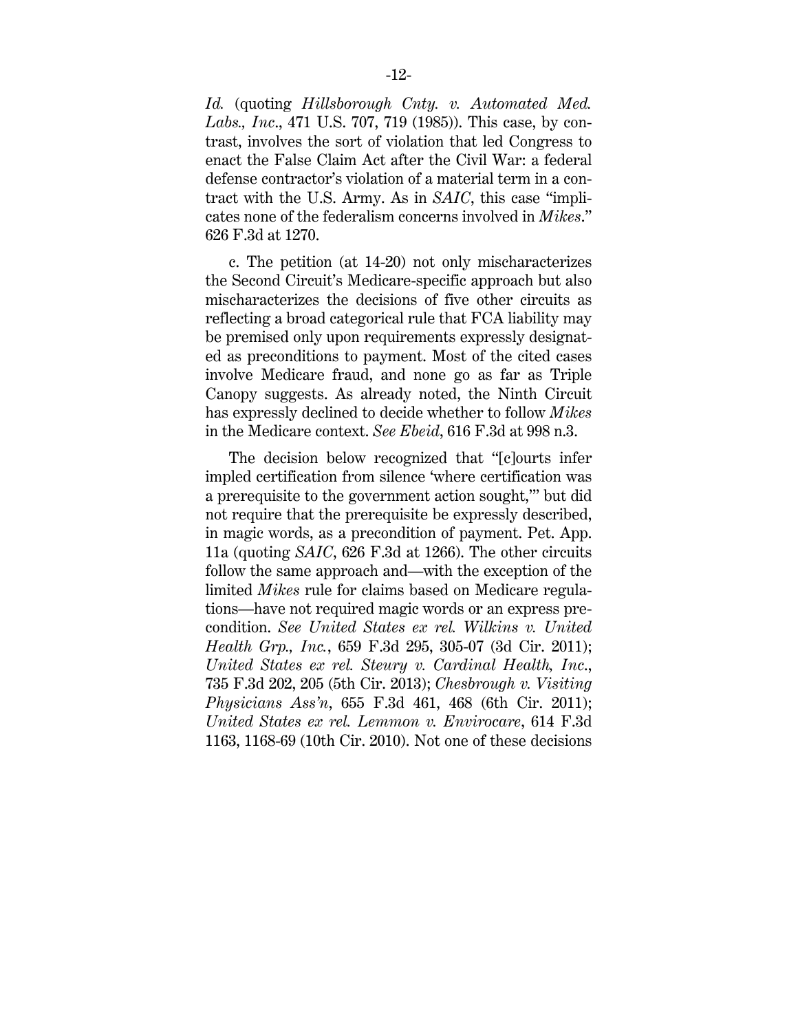*Id.* (quoting *Hillsborough Cnty. v. Automated Med. Labs., Inc*., 471 U.S. 707, 719 (1985)). This case, by contrast, involves the sort of violation that led Congress to enact the False Claim Act after the Civil War: a federal defense contractor's violation of a material term in a contract with the U.S. Army. As in *SAIC*, this case "implicates none of the federalism concerns involved in *Mikes*." 626 F.3d at 1270.

c. The petition (at 14-20) not only mischaracterizes the Second Circuit's Medicare-specific approach but also mischaracterizes the decisions of five other circuits as reflecting a broad categorical rule that FCA liability may be premised only upon requirements expressly designated as preconditions to payment. Most of the cited cases involve Medicare fraud, and none go as far as Triple Canopy suggests. As already noted, the Ninth Circuit has expressly declined to decide whether to follow *Mikes* in the Medicare context. *See Ebeid*, 616 F.3d at 998 n.3.

The decision below recognized that "[c]ourts infer impled certification from silence 'where certification was a prerequisite to the government action sought,'" but did not require that the prerequisite be expressly described, in magic words, as a precondition of payment. Pet. App. 11a (quoting *SAIC*, 626 F.3d at 1266). The other circuits follow the same approach and—with the exception of the limited *Mikes* rule for claims based on Medicare regulations—have not required magic words or an express precondition. *See United States ex rel. Wilkins v. United Health Grp., Inc.*, 659 F.3d 295, 305-07 (3d Cir. 2011); *United States ex rel. Steury v. Cardinal Health, Inc*., 735 F.3d 202, 205 (5th Cir. 2013); *Chesbrough v. Visiting Physicians Ass'n*, 655 F.3d 461, 468 (6th Cir. 2011); *United States ex rel. Lemmon v. Envirocare*, 614 F.3d 1163, 1168-69 (10th Cir. 2010). Not one of these decisions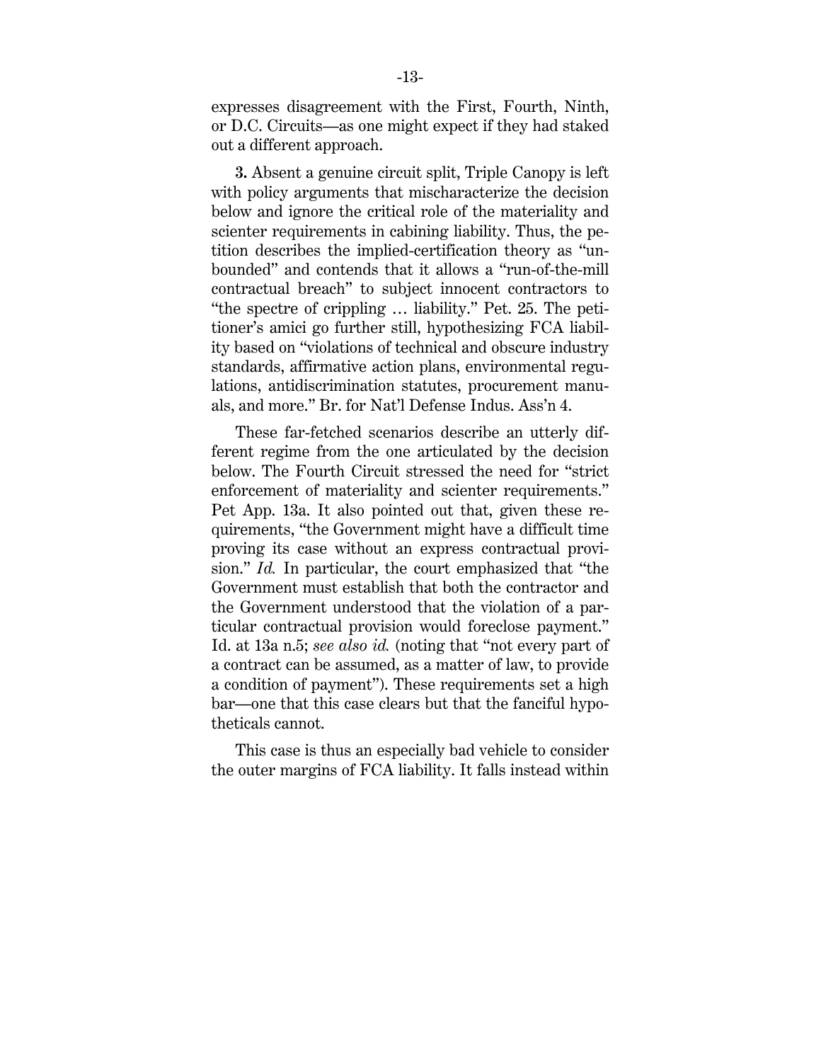expresses disagreement with the First, Fourth, Ninth, or D.C. Circuits—as one might expect if they had staked out a different approach.

**3.** Absent a genuine circuit split, Triple Canopy is left with policy arguments that mischaracterize the decision below and ignore the critical role of the materiality and scienter requirements in cabining liability. Thus, the petition describes the implied-certification theory as "unbounded" and contends that it allows a "run-of-the-mill contractual breach" to subject innocent contractors to "the spectre of crippling … liability." Pet. 25. The petitioner's amici go further still, hypothesizing FCA liability based on "violations of technical and obscure industry standards, affirmative action plans, environmental regulations, antidiscrimination statutes, procurement manuals, and more." Br. for Nat'l Defense Indus. Ass'n 4.

These far-fetched scenarios describe an utterly different regime from the one articulated by the decision below. The Fourth Circuit stressed the need for "strict enforcement of materiality and scienter requirements." Pet App. 13a. It also pointed out that, given these requirements, "the Government might have a difficult time proving its case without an express contractual provision." *Id.* In particular, the court emphasized that "the Government must establish that both the contractor and the Government understood that the violation of a particular contractual provision would foreclose payment." Id. at 13a n.5; *see also id.* (noting that "not every part of a contract can be assumed, as a matter of law, to provide a condition of payment"). These requirements set a high bar—one that this case clears but that the fanciful hypotheticals cannot.

This case is thus an especially bad vehicle to consider the outer margins of FCA liability. It falls instead within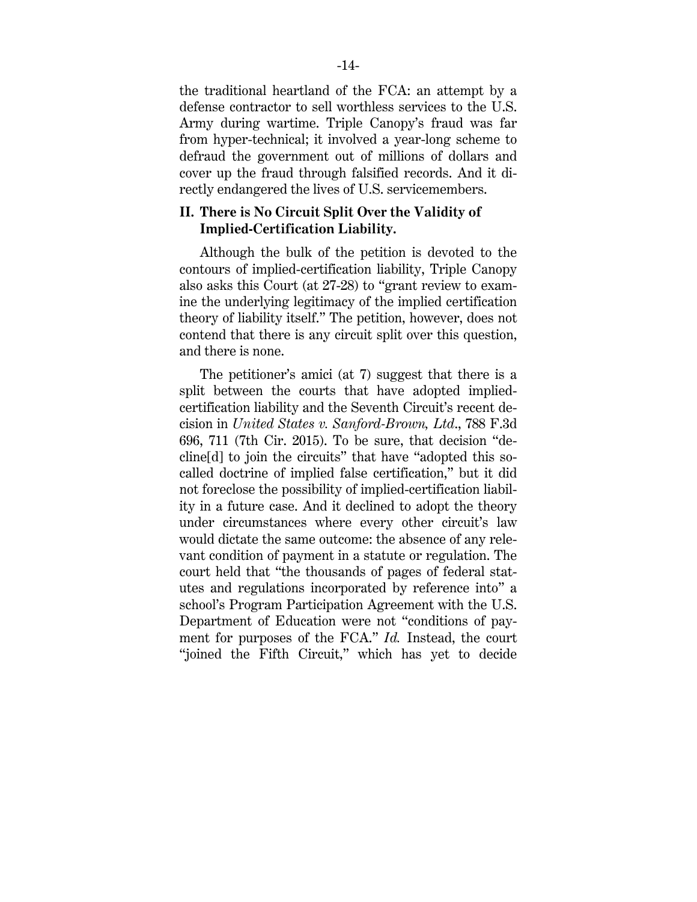the traditional heartland of the FCA: an attempt by a defense contractor to sell worthless services to the U.S. Army during wartime. Triple Canopy's fraud was far from hyper-technical; it involved a year-long scheme to defraud the government out of millions of dollars and cover up the fraud through falsified records. And it directly endangered the lives of U.S. servicemembers.

## II. There is No Circuit Split Over the Validity of Implied-Certification Liability.

Although the bulk of the petition is devoted to the contours of implied-certification liability, Triple Canopy also asks this Court (at 27-28) to "grant review to examine the underlying legitimacy of the implied certification theory of liability itself." The petition, however, does not contend that there is any circuit split over this question, and there is none.

The petitioner's amici (at 7) suggest that there is a split between the courts that have adopted implied-certification liability and the Seventh Circuit's recent decision in *United States v. Sanford-Brown, Ltd.*, 788 F.3d 696, 711 (7th Cir. 2015). To be sure, that decision "decline[d] to join the circuits" that have "adopted this so-called doctrine of implied false certification," but it did not foreclose the possibility of implied-certification liability in a future case. And it declined to adopt the theory under circumstances where every other circuit's law would dictate the same outcome: the absence of any relevant condition of payment in a statute or regulation. The court held that "the thousands of pages of federal statutes and regulations incorporated by reference into" a school's Program Participation Agreement with the U.S. Department of Education were not "conditions of payment for purposes of the FCA." *Id.* Instead, the court "joined the Fifth Circuit," which has yet to decide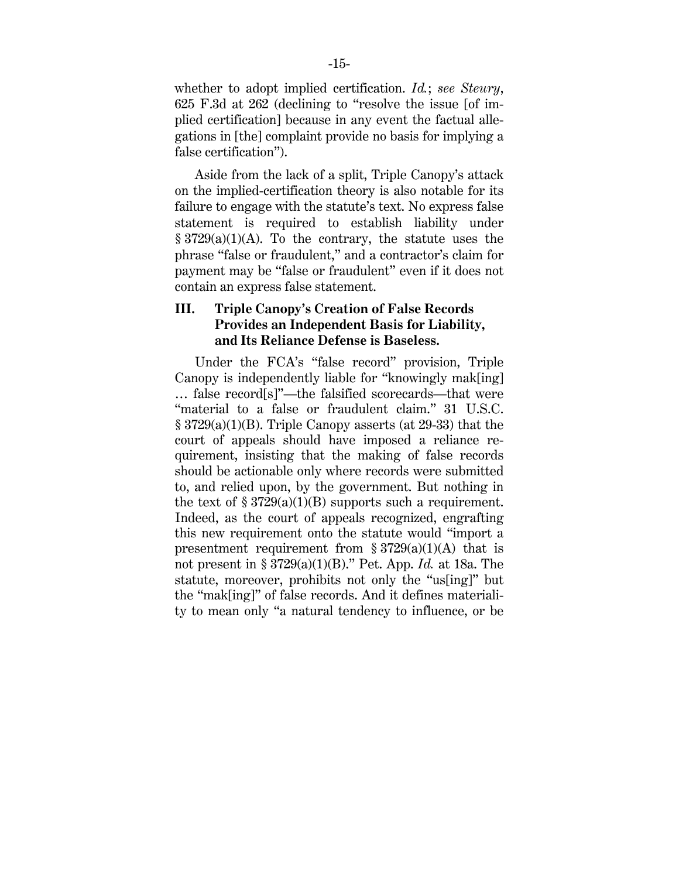whether to adopt implied certification. *Id.*; *see Steury*, 625 F.3d at 262 (declining to "resolve the issue [of implied certification] because in any event the factual allegations in [the] complaint provide no basis for implying a false certification").

Aside from the lack of a split, Triple Canopy's attack on the implied-certification theory is also notable for its failure to engage with the statute's text. No express false statement is required to establish liability under § 3729(a)(1)(A). To the contrary, the statute uses the phrase "false or fraudulent," and a contractor's claim for payment may be "false or fraudulent" even if it does not contain an express false statement.

## III. Triple Canopy's Creation of False Records Provides an Independent Basis for Liability, and Its Reliance Defense is Baseless.

Under the FCA's "false record" provision, Triple Canopy is independently liable for "knowingly mak[ing] … false record[s]"—the falsified scorecards—that were "material to a false or fraudulent claim." 31 U.S.C. § 3729(a)(1)(B). Triple Canopy asserts (at 29-33) that the court of appeals should have imposed a reliance requirement, insisting that the making of false records should be actionable only where records were submitted to, and relied upon, by the government. But nothing in the text of § 3729(a)(1)(B) supports such a requirement. Indeed, as the court of appeals recognized, engrafting this new requirement onto the statute would "import a presentment requirement from § 3729(a)(1)(A) that is not present in § 3729(a)(1)(B)." Pet. App. *Id.* at 18a. The statute, moreover, prohibits not only the "us[ing]" but the "mak[ing]" of false records. And it defines materiality to mean only "a natural tendency to influence, or be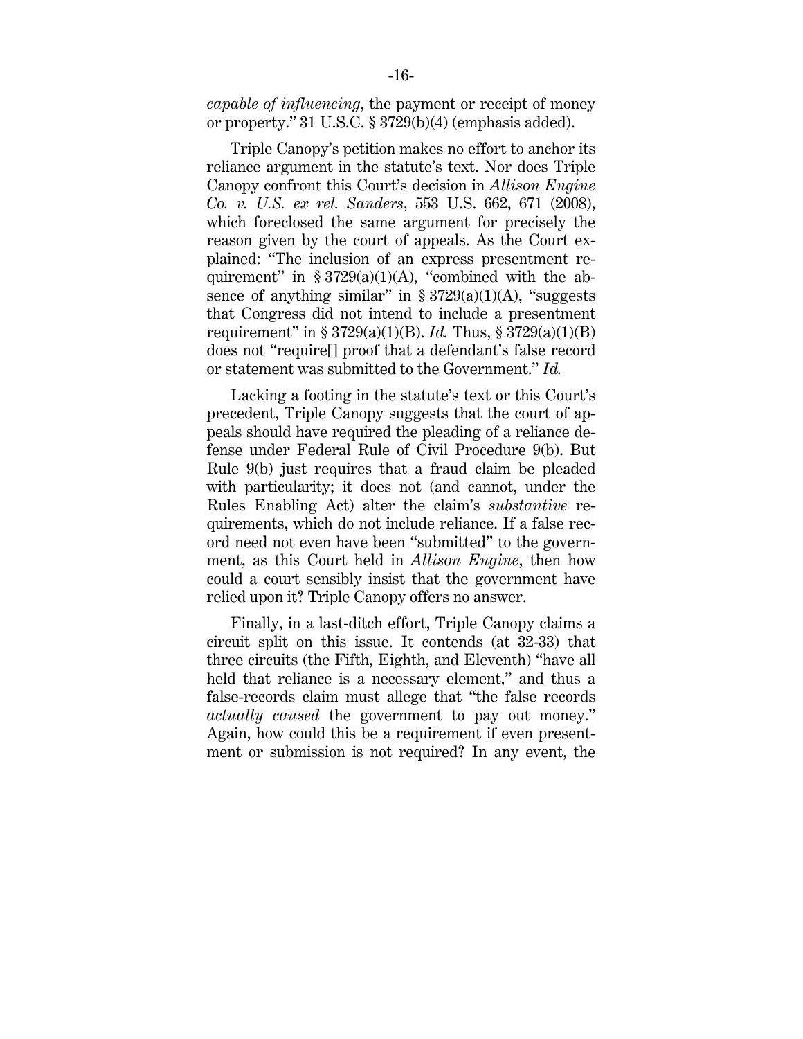*capable of influencing*, the payment or receipt of money or property." 31 U.S.C. § 3729(b)(4) (emphasis added).

Triple Canopy's petition makes no effort to anchor its reliance argument in the statute's text. Nor does Triple Canopy confront this Court's decision in *Allison Engine Co. v. U.S. ex rel. Sanders*, 553 U.S. 662, 671 (2008), which foreclosed the same argument for precisely the reason given by the court of appeals. As the Court explained: "The inclusion of an express presentment requirement" in § 3729(a)(1)(A), "combined with the absence of anything similar" in § 3729(a)(1)(A), "suggests that Congress did not intend to include a presentment requirement" in § 3729(a)(1)(B). *Id.* Thus, § 3729(a)(1)(B) does not "require[] proof that a defendant's false record or statement was submitted to the Government." *Id.*

Lacking a footing in the statute's text or this Court's precedent, Triple Canopy suggests that the court of appeals should have required the pleading of a reliance defense under Federal Rule of Civil Procedure 9(b). But Rule 9(b) just requires that a fraud claim be pleaded with particularity; it does not (and cannot, under the Rules Enabling Act) alter the claim's *substantive* requirements, which do not include reliance. If a false record need not even have been "submitted" to the government, as this Court held in *Allison Engine*, then how could a court sensibly insist that the government have relied upon it? Triple Canopy offers no answer.

Finally, in a last-ditch effort, Triple Canopy claims a circuit split on this issue. It contends (at 32-33) that three circuits (the Fifth, Eighth, and Eleventh) "have all held that reliance is a necessary element," and thus a false-records claim must allege that "the false records *actually caused* the government to pay out money." Again, how could this be a requirement if even presentment or submission is not required? In any event, the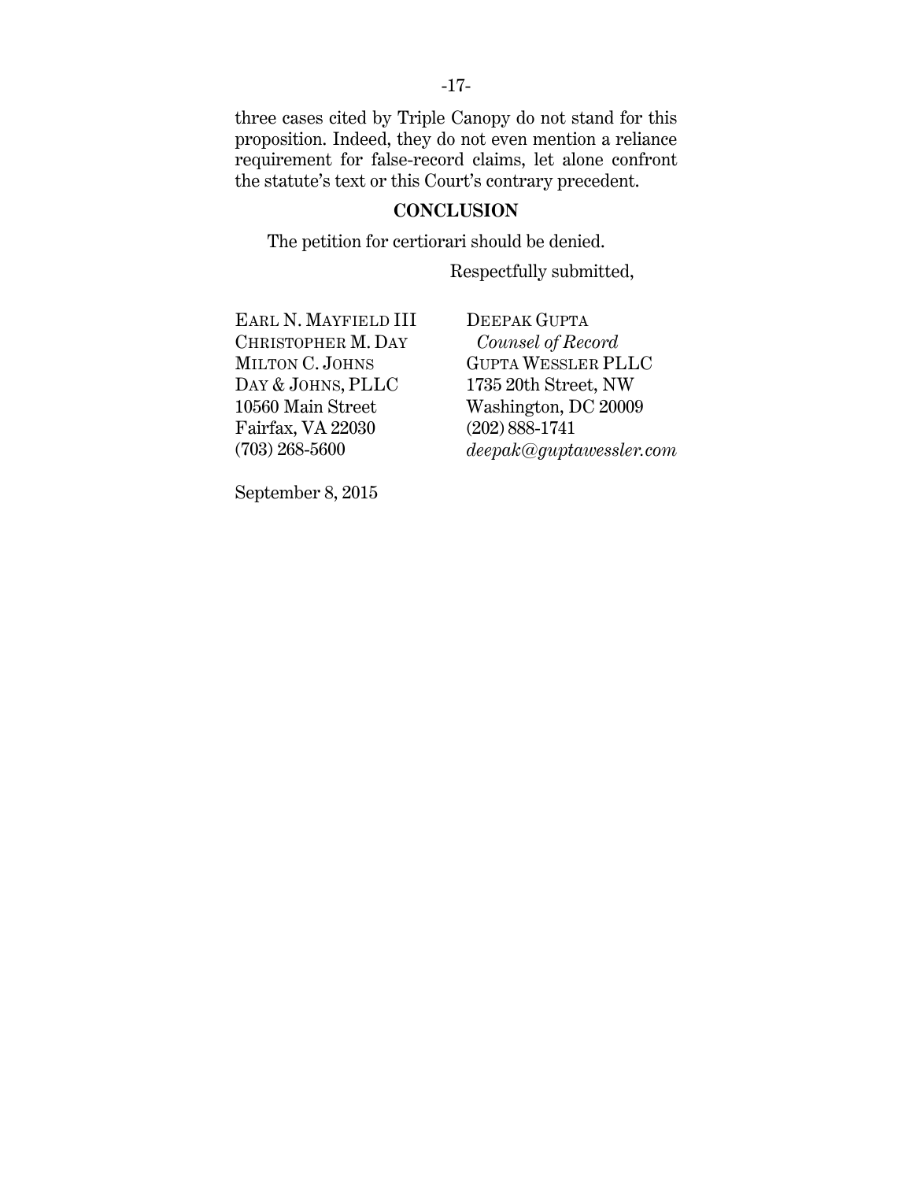three cases cited by Triple Canopy do not stand for this proposition. Indeed, they do not even mention a reliance requirement for false-record claims, let alone confront the statute's text or this Court's contrary precedent.

## CONCLUSION

The petition for certiorari should be denied.

Respectfully submitted,

EARL N. MAYFIELD III
CHRISTOPHER M. DAY
MILTON C. JOHNS
DAY & JOHNS, PLLC
10560 Main Street
Fairfax, VA 22030
(703) 268-5600

DEEPAK GUPTA
*Counsel of Record*
GUPTA WESSLER PLLC
1735 20th Street, NW
Washington, DC 20009
(202) 888-1741
*deepak@guptawessler.com*

September 8, 2015